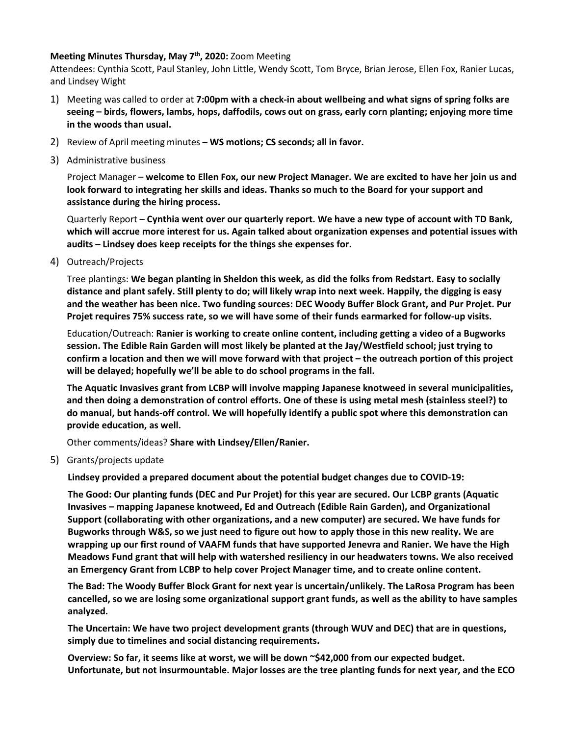**Meeting Minutes Thursday, May 7th, 2020:** Zoom Meeting

Attendees: Cynthia Scott, Paul Stanley, John Little, Wendy Scott, Tom Bryce, Brian Jerose, Ellen Fox, Ranier Lucas, and Lindsey Wight

1) Meeting was called to order at **7:00pm with a check-in about wellbeing and what signs of spring folks are seeing – birds, flowers, lambs, hops, daffodils, cows out on grass, early corn planting; enjoying more time in the woods than usual.**

2) Review of April meeting minutes **– WS motions; CS seconds; all in favor.**

3) Administrative business

   Project Manager – **welcome to Ellen Fox, our new Project Manager. We are excited to have her join us and look forward to integrating her skills and ideas. Thanks so much to the Board for your support and assistance during the hiring process.**

   Quarterly Report – **Cynthia went over our quarterly report. We have a new type of account with TD Bank, which will accrue more interest for us. Again talked about organization expenses and potential issues with audits – Lindsey does keep receipts for the things she expenses for.**

4) Outreach/Projects

   Tree plantings: **We began planting in Sheldon this week, as did the folks from Redstart. Easy to socially distance and plant safely. Still plenty to do; will likely wrap into next week. Happily, the digging is easy and the weather has been nice. Two funding sources: DEC Woody Buffer Block Grant, and Pur Projet. Pur Projet requires 75% success rate, so we will have some of their funds earmarked for follow-up visits.**

   Education/Outreach: **Ranier is working to create online content, including getting a video of a Bugworks session. The Edible Rain Garden will most likely be planted at the Jay/Westfield school; just trying to confirm a location and then we will move forward with that project – the outreach portion of this project will be delayed; hopefully we'll be able to do school programs in the fall.**

   **The Aquatic Invasives grant from LCBP will involve mapping Japanese knotweed in several municipalities, and then doing a demonstration of control efforts. One of these is using metal mesh (stainless steel?) to do manual, but hands-off control. We will hopefully identify a public spot where this demonstration can provide education, as well.**

   Other comments/ideas? **Share with Lindsey/Ellen/Ranier.**

5) Grants/projects update

   **Lindsey provided a prepared document about the potential budget changes due to COVID-19:**

   **The Good: Our planting funds (DEC and Pur Projet) for this year are secured. Our LCBP grants (Aquatic Invasives – mapping Japanese knotweed, Ed and Outreach (Edible Rain Garden), and Organizational Support (collaborating with other organizations, and a new computer) are secured. We have funds for Bugworks through W&S, so we just need to figure out how to apply those in this new reality. We are wrapping up our first round of VAAFM funds that have supported Jenevra and Ranier. We have the High Meadows Fund grant that will help with watershed resiliency in our headwaters towns. We also received an Emergency Grant from LCBP to help cover Project Manager time, and to create online content.**

   **The Bad: The Woody Buffer Block Grant for next year is uncertain/unlikely. The LaRosa Program has been cancelled, so we are losing some organizational support grant funds, as well as the ability to have samples analyzed.**

   **The Uncertain: We have two project development grants (through WUV and DEC) that are in questions, simply due to timelines and social distancing requirements.**

   **Overview: So far, it seems like at worst, we will be down ~$42,000 from our expected budget. Unfortunate, but not insurmountable. Major losses are the tree planting funds for next year, and the ECO**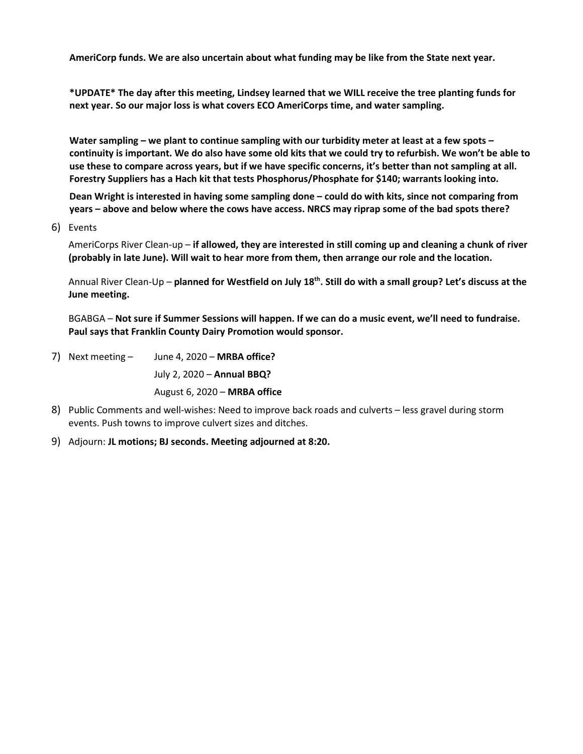**AmeriCorp funds. We are also uncertain about what funding may be like from the State next year.**

***UPDATE* The day after this meeting, Lindsey learned that we WILL receive the tree planting funds for next year. So our major loss is what covers ECO AmeriCorps time, and water sampling.**

**Water sampling – we plant to continue sampling with our turbidity meter at least at a few spots – continuity is important. We do also have some old kits that we could try to refurbish. We won't be able to use these to compare across years, but if we have specific concerns, it's better than not sampling at all. Forestry Suppliers has a Hach kit that tests Phosphorus/Phosphate for $140; warrants looking into.**

**Dean Wright is interested in having some sampling done – could do with kits, since not comparing from years – above and below where the cows have access. NRCS may riprap some of the bad spots there?**

6) Events

   AmeriCorps River Clean-up – **if allowed, they are interested in still coming up and cleaning a chunk of river (probably in late June). Will wait to hear more from them, then arrange our role and the location.**

   Annual River Clean-Up – **planned for Westfield on July 18th. Still do with a small group? Let's discuss at the June meeting.**

   BGABGA – **Not sure if Summer Sessions will happen. If we can do a music event, we'll need to fundraise. Paul says that Franklin County Dairy Promotion would sponsor.**

7) Next meeting – June 4, 2020 – **MRBA office?**

   July 2, 2020 – **Annual BBQ?**

   August 6, 2020 – **MRBA office**

8) Public Comments and well-wishes: Need to improve back roads and culverts – less gravel during storm events. Push towns to improve culvert sizes and ditches.

9) Adjourn: **JL motions; BJ seconds. Meeting adjourned at 8:20.**